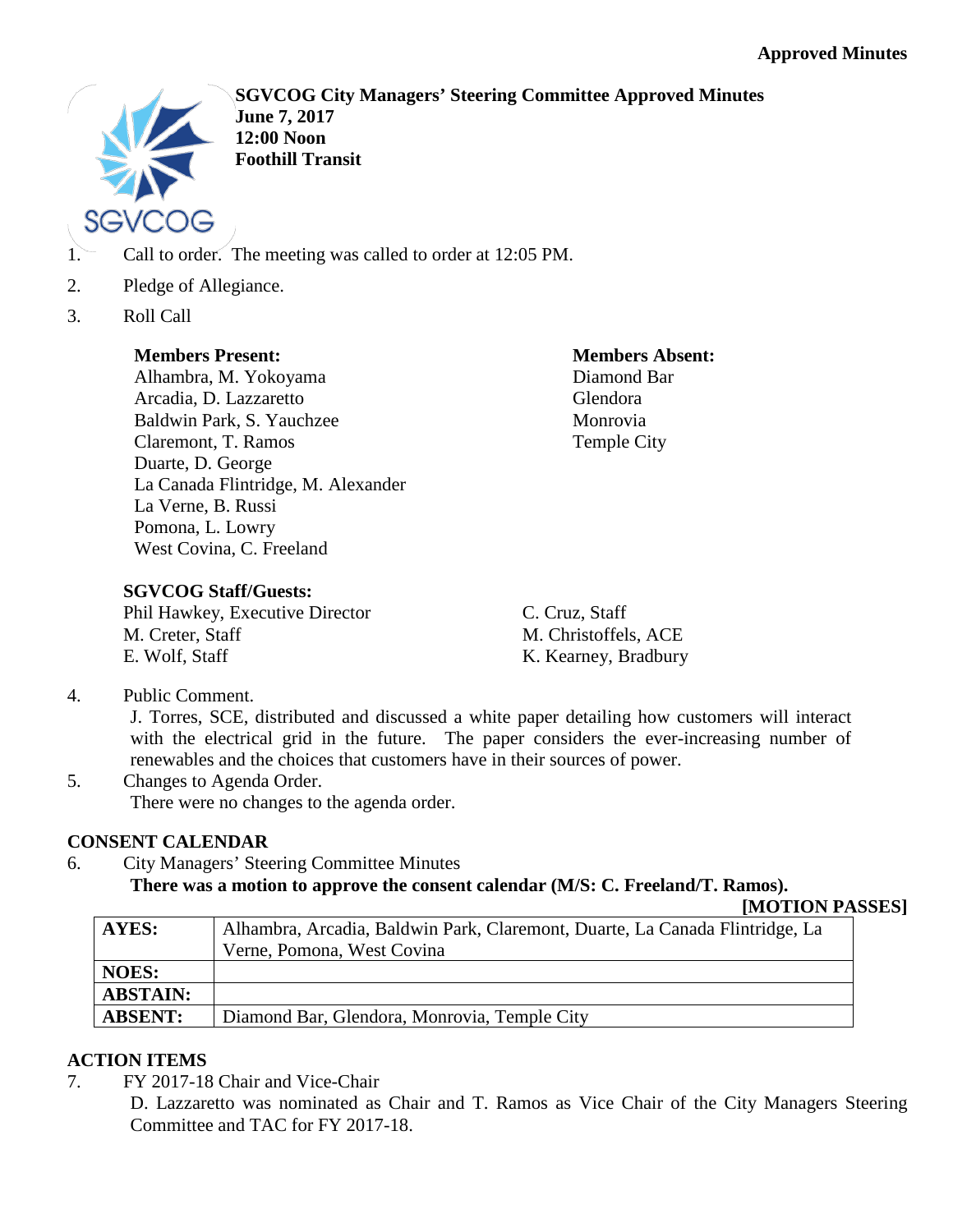**Approved Minutes**

**SGVCOG City Managers' Steering Committee Approved Minutes**
**June 7, 2017**
**12:00 Noon**
**Foothill Transit**

1. Call to order. The meeting was called to order at 12:05 PM.
2. Pledge of Allegiance.
3. Roll Call

**Members Present:**
Alhambra, M. Yokoyama
Arcadia, D. Lazzaretto
Baldwin Park, S. Yauchzee
Claremont, T. Ramos
Duarte, D. George
La Canada Flintridge, M. Alexander
La Verne, B. Russi
Pomona, L. Lowry
West Covina, C. Freeland

**Members Absent:**
Diamond Bar
Glendora
Monrovia
Temple City

**SGVCOG Staff/Guests:**
Phil Hawkey, Executive Director
M. Creter, Staff
E. Wolf, Staff
C. Cruz, Staff
M. Christoffels, ACE
K. Kearney, Bradbury

4. Public Comment.
   J. Torres, SCE, distributed and discussed a white paper detailing how customers will interact with the electrical grid in the future. The paper considers the ever-increasing number of renewables and the choices that customers have in their sources of power.
5. Changes to Agenda Order.
   There were no changes to the agenda order.

**CONSENT CALENDAR**

6. City Managers' Steering Committee Minutes
   **There was a motion to approve the consent calendar (M/S: C. Freeland/T. Ramos).**

**[MOTION PASSES]**

| | |
|---|---|
| **AYES:** | Alhambra, Arcadia, Baldwin Park, Claremont, Duarte, La Canada Flintridge, La Verne, Pomona, West Covina |
| **NOES:** | |
| **ABSTAIN:** | |
| **ABSENT:** | Diamond Bar, Glendora, Monrovia, Temple City |

**ACTION ITEMS**

7. FY 2017-18 Chair and Vice-Chair
   D. Lazzaretto was nominated as Chair and T. Ramos as Vice Chair of the City Managers Steering Committee and TAC for FY 2017-18.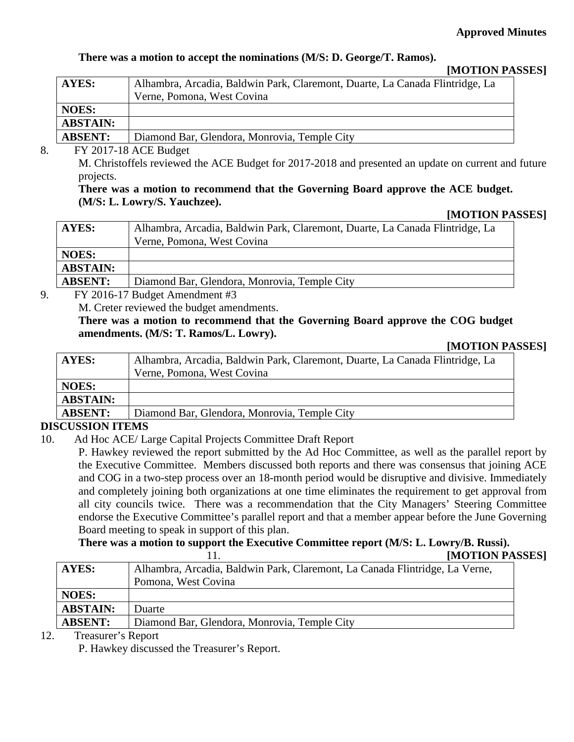**Approved Minutes**

**There was a motion to accept the nominations (M/S: D. George/T. Ramos).**

**[MOTION PASSES]**

| | |
|---|---|
| **AYES:** | Alhambra, Arcadia, Baldwin Park, Claremont, Duarte, La Canada Flintridge, La Verne, Pomona, West Covina |
| **NOES:** | |
| **ABSTAIN:** | |
| **ABSENT:** | Diamond Bar, Glendora, Monrovia, Temple City |

8. FY 2017-18 ACE Budget

M. Christoffels reviewed the ACE Budget for 2017-2018 and presented an update on current and future projects.

**There was a motion to recommend that the Governing Board approve the ACE budget. (M/S: L. Lowry/S. Yauchzee).**

**[MOTION PASSES]**

| | |
|---|---|
| **AYES:** | Alhambra, Arcadia, Baldwin Park, Claremont, Duarte, La Canada Flintridge, La Verne, Pomona, West Covina |
| **NOES:** | |
| **ABSTAIN:** | |
| **ABSENT:** | Diamond Bar, Glendora, Monrovia, Temple City |

9. FY 2016-17 Budget Amendment #3

M. Creter reviewed the budget amendments.

**There was a motion to recommend that the Governing Board approve the COG budget amendments. (M/S: T. Ramos/L. Lowry).**

**[MOTION PASSES]**

| | |
|---|---|
| **AYES:** | Alhambra, Arcadia, Baldwin Park, Claremont, Duarte, La Canada Flintridge, La Verne, Pomona, West Covina |
| **NOES:** | |
| **ABSTAIN:** | |
| **ABSENT:** | Diamond Bar, Glendora, Monrovia, Temple City |

**DISCUSSION ITEMS**

10. Ad Hoc ACE/ Large Capital Projects Committee Draft Report

P. Hawkey reviewed the report submitted by the Ad Hoc Committee, as well as the parallel report by the Executive Committee. Members discussed both reports and there was consensus that joining ACE and COG in a two-step process over an 18-month period would be disruptive and divisive. Immediately and completely joining both organizations at one time eliminates the requirement to get approval from all city councils twice. There was a recommendation that the City Managers' Steering Committee endorse the Executive Committee's parallel report and that a member appear before the June Governing Board meeting to speak in support of this plan.

**There was a motion to support the Executive Committee report (M/S: L. Lowry/B. Russi).**

11.

**[MOTION PASSES]**

| | |
|---|---|
| **AYES:** | Alhambra, Arcadia, Baldwin Park, Claremont, La Canada Flintridge, La Verne, Pomona, West Covina |
| **NOES:** | |
| **ABSTAIN:** | Duarte |
| **ABSENT:** | Diamond Bar, Glendora, Monrovia, Temple City |

12. Treasurer's Report

P. Hawkey discussed the Treasurer's Report.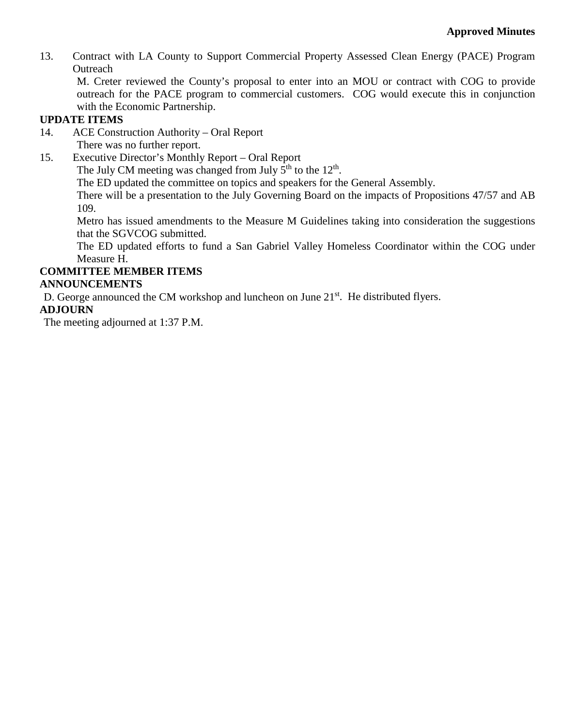**Approved Minutes**

13. Contract with LA County to Support Commercial Property Assessed Clean Energy (PACE) Program Outreach

    M. Creter reviewed the County's proposal to enter into an MOU or contract with COG to provide outreach for the PACE program to commercial customers. COG would execute this in conjunction with the Economic Partnership.

**UPDATE ITEMS**

14. ACE Construction Authority – Oral Report

    There was no further report.

15. Executive Director's Monthly Report – Oral Report

    The July CM meeting was changed from July 5th to the 12th.

    The ED updated the committee on topics and speakers for the General Assembly.

    There will be a presentation to the July Governing Board on the impacts of Propositions 47/57 and AB 109.

    Metro has issued amendments to the Measure M Guidelines taking into consideration the suggestions that the SGVCOG submitted.

    The ED updated efforts to fund a San Gabriel Valley Homeless Coordinator within the COG under Measure H.

**COMMITTEE MEMBER ITEMS**

**ANNOUNCEMENTS**

D. George announced the CM workshop and luncheon on June 21st. He distributed flyers.

**ADJOURN**

The meeting adjourned at 1:37 P.M.